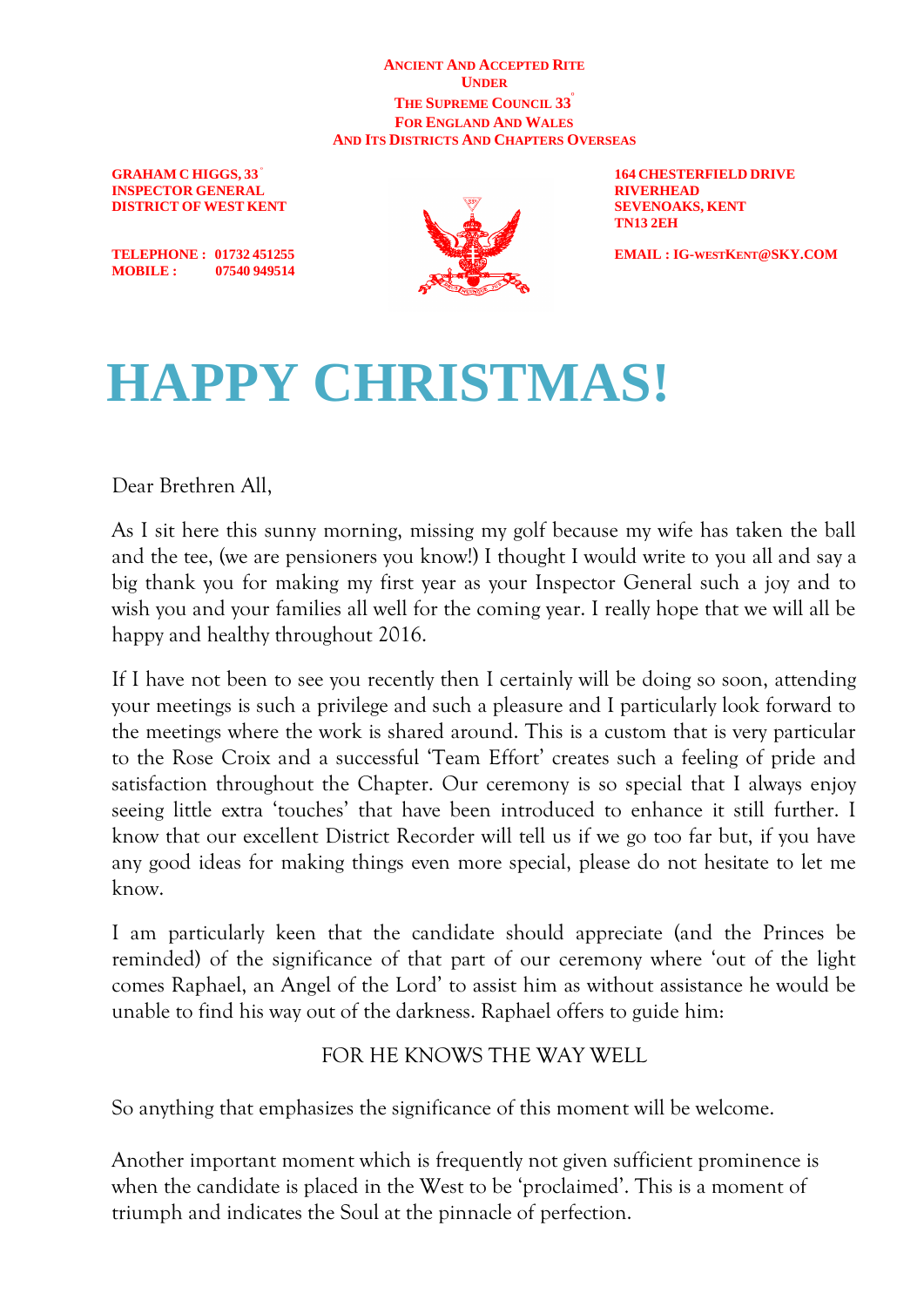**Ancient And Accepted Rite**
**Under**
**The Supreme Council 33°**
**For England And Wales**
**And Its Districts And Chapters Overseas**

**GRAHAM C HIGGS, 33°**
**INSPECTOR GENERAL**
**DISTRICT OF WEST KENT**

**TELEPHONE : 01732 451255**
**MOBILE : 07540 949514**

**164 CHESTERFIELD DRIVE**
**RIVERHEAD**
**SEVENOAKS, KENT**
**TN13 2EH**

**EMAIL : IG-WESTKENT@SKY.COM**

# HAPPY CHRISTMAS!

Dear Brethren All,

As I sit here this sunny morning, missing my golf because my wife has taken the ball and the tee, (we are pensioners you know!) I thought I would write to you all and say a big thank you for making my first year as your Inspector General such a joy and to wish you and your families all well for the coming year. I really hope that we will all be happy and healthy throughout 2016.

If I have not been to see you recently then I certainly will be doing so soon, attending your meetings is such a privilege and such a pleasure and I particularly look forward to the meetings where the work is shared around. This is a custom that is very particular to the Rose Croix and a successful 'Team Effort' creates such a feeling of pride and satisfaction throughout the Chapter. Our ceremony is so special that I always enjoy seeing little extra 'touches' that have been introduced to enhance it still further. I know that our excellent District Recorder will tell us if we go too far but, if you have any good ideas for making things even more special, please do not hesitate to let me know.

I am particularly keen that the candidate should appreciate (and the Princes be reminded) of the significance of that part of our ceremony where 'out of the light comes Raphael, an Angel of the Lord' to assist him as without assistance he would be unable to find his way out of the darkness. Raphael offers to guide him:

FOR HE KNOWS THE WAY WELL

So anything that emphasizes the significance of this moment will be welcome.

Another important moment which is frequently not given sufficient prominence is when the candidate is placed in the West to be 'proclaimed'. This is a moment of triumph and indicates the Soul at the pinnacle of perfection.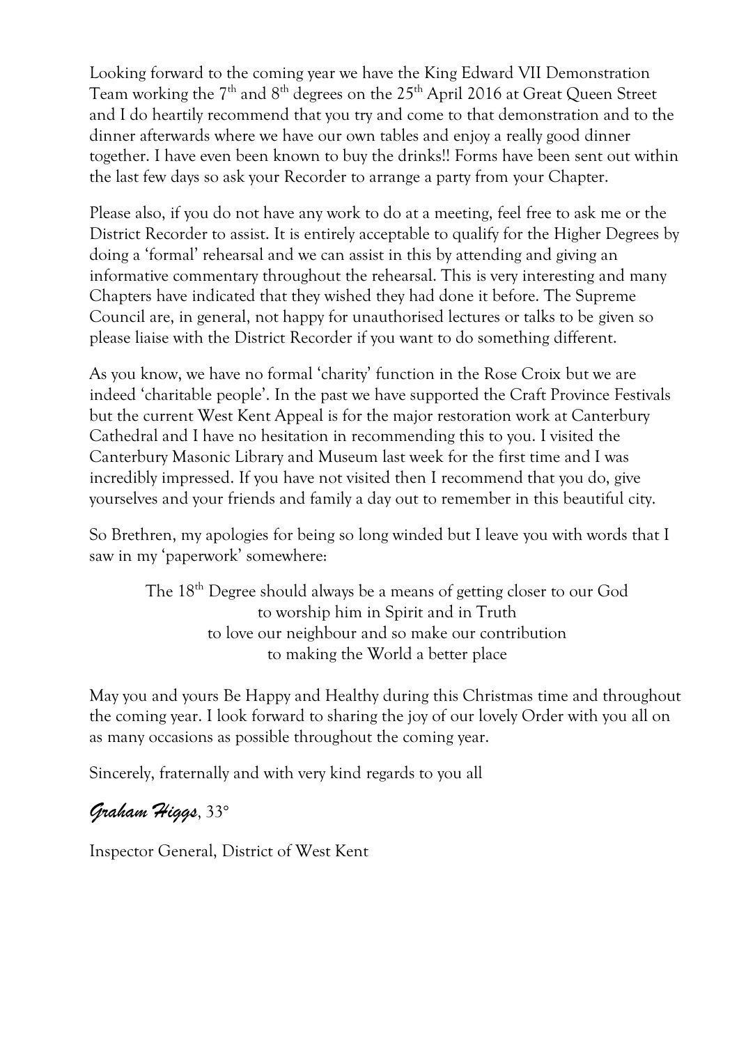Looking forward to the coming year we have the King Edward VII Demonstration Team working the 7th and 8th degrees on the 25th April 2016 at Great Queen Street and I do heartily recommend that you try and come to that demonstration and to the dinner afterwards where we have our own tables and enjoy a really good dinner together. I have even been known to buy the drinks!! Forms have been sent out within the last few days so ask your Recorder to arrange a party from your Chapter.

Please also, if you do not have any work to do at a meeting, feel free to ask me or the District Recorder to assist. It is entirely acceptable to qualify for the Higher Degrees by doing a 'formal' rehearsal and we can assist in this by attending and giving an informative commentary throughout the rehearsal. This is very interesting and many Chapters have indicated that they wished they had done it before. The Supreme Council are, in general, not happy for unauthorised lectures or talks to be given so please liaise with the District Recorder if you want to do something different.

As you know, we have no formal 'charity' function in the Rose Croix but we are indeed 'charitable people'. In the past we have supported the Craft Province Festivals but the current West Kent Appeal is for the major restoration work at Canterbury Cathedral and I have no hesitation in recommending this to you. I visited the Canterbury Masonic Library and Museum last week for the first time and I was incredibly impressed. If you have not visited then I recommend that you do, give yourselves and your friends and family a day out to remember in this beautiful city.

So Brethren, my apologies for being so long winded but I leave you with words that I saw in my 'paperwork' somewhere:

The 18th Degree should always be a means of getting closer to our God
to worship him in Spirit and in Truth
to love our neighbour and so make our contribution
to making the World a better place

May you and yours Be Happy and Healthy during this Christmas time and throughout the coming year. I look forward to sharing the joy of our lovely Order with you all on as many occasions as possible throughout the coming year.

Sincerely, fraternally and with very kind regards to you all

*Graham Higgs*, 33°

Inspector General, District of West Kent